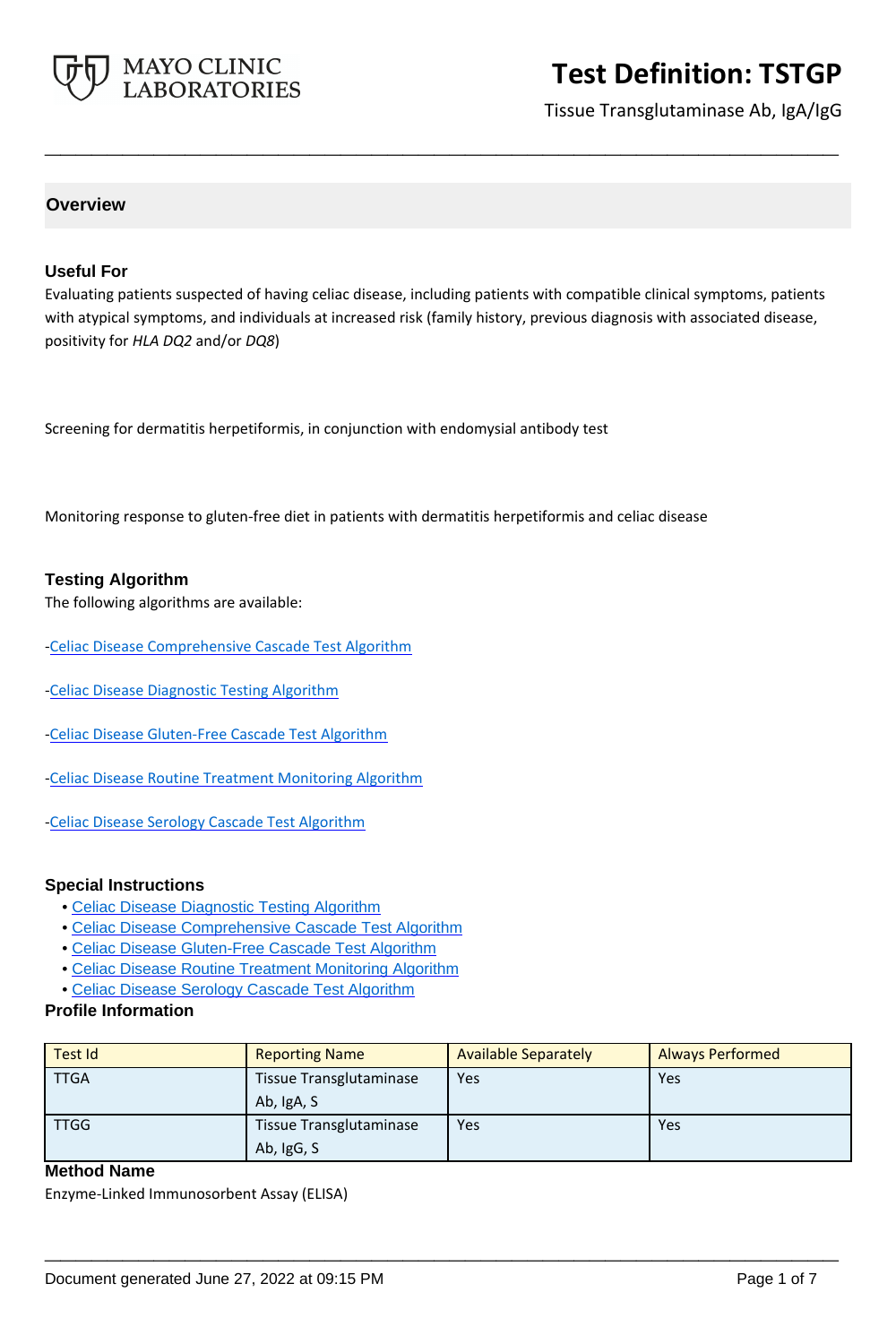# Test Definition: TSTGP

Tissue Transglutaminase Ab, IgA/IgG

## Overview

### Useful For

Evaluating patients suspected of having celiac disease, including patients with compatible clinical symptoms, patients with atypical symptoms, and individuals at increased risk (family history, previous diagnosis with associated disease, positivity for *HLA DQ2* and/or *DQ8*)

Screening for dermatitis herpetiformis, in conjunction with endomysial antibody test

Monitoring response to gluten-free diet in patients with dermatitis herpetiformis and celiac disease

### Testing Algorithm

The following algorithms are available:

-Celiac Disease Comprehensive Cascade Test Algorithm

-Celiac Disease Diagnostic Testing Algorithm

-Celiac Disease Gluten-Free Cascade Test Algorithm

-Celiac Disease Routine Treatment Monitoring Algorithm

-Celiac Disease Serology Cascade Test Algorithm

### Special Instructions

- Celiac Disease Diagnostic Testing Algorithm
- Celiac Disease Comprehensive Cascade Test Algorithm
- Celiac Disease Gluten-Free Cascade Test Algorithm
- Celiac Disease Routine Treatment Monitoring Algorithm
- Celiac Disease Serology Cascade Test Algorithm

### Profile Information

| Test Id | Reporting Name | Available Separately | Always Performed |
|---|---|---|---|
| TTGA | Tissue Transglutaminase Ab, IgA, S | Yes | Yes |
| TTGG | Tissue Transglutaminase Ab, IgG, S | Yes | Yes |

### Method Name

Enzyme-Linked Immunosorbent Assay (ELISA)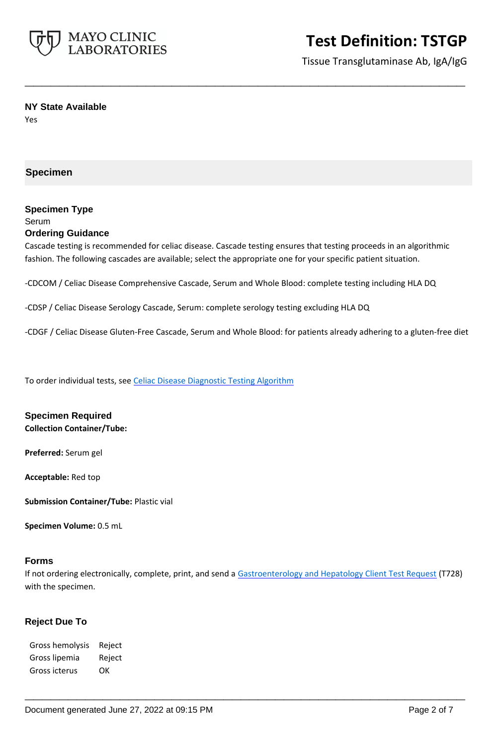### NY State Available

Yes

## Specimen

### Specimen Type

Serum

### Ordering Guidance

Cascade testing is recommended for celiac disease. Cascade testing ensures that testing proceeds in an algorithmic fashion. The following cascades are available; select the appropriate one for your specific patient situation.

-CDCOM / Celiac Disease Comprehensive Cascade, Serum and Whole Blood: complete testing including HLA DQ

-CDSP / Celiac Disease Serology Cascade, Serum: complete serology testing excluding HLA DQ

-CDGF / Celiac Disease Gluten-Free Cascade, Serum and Whole Blood: for patients already adhering to a gluten-free diet

To order individual tests, see Celiac Disease Diagnostic Testing Algorithm

### Specimen Required

**Collection Container/Tube:**

**Preferred:** Serum gel

**Acceptable:** Red top

**Submission Container/Tube:** Plastic vial

**Specimen Volume:** 0.5 mL

### Forms

If not ordering electronically, complete, print, and send a Gastroenterology and Hepatology Client Test Request (T728) with the specimen.

### Reject Due To

| | |
|---|---|
| Gross hemolysis | Reject |
| Gross lipemia | Reject |
| Gross icterus | OK |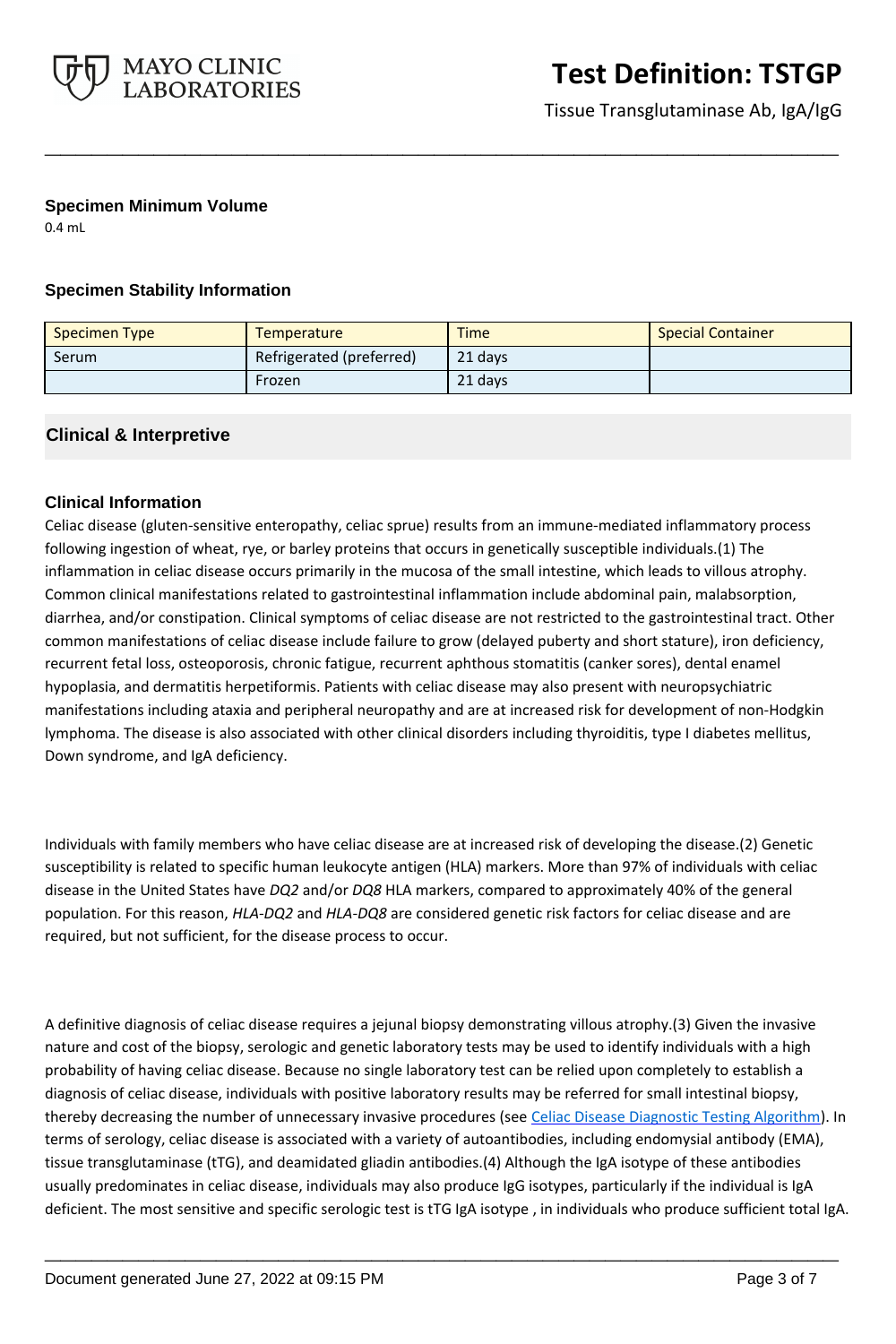### Specimen Minimum Volume

0.4 mL

### Specimen Stability Information

| Specimen Type | Temperature | Time | Special Container |
|---|---|---|---|
| Serum | Refrigerated (preferred) | 21 days | |
| | Frozen | 21 days | |

## Clinical & Interpretive

### Clinical Information

Celiac disease (gluten-sensitive enteropathy, celiac sprue) results from an immune-mediated inflammatory process following ingestion of wheat, rye, or barley proteins that occurs in genetically susceptible individuals.(1) The inflammation in celiac disease occurs primarily in the mucosa of the small intestine, which leads to villous atrophy. Common clinical manifestations related to gastrointestinal inflammation include abdominal pain, malabsorption, diarrhea, and/or constipation. Clinical symptoms of celiac disease are not restricted to the gastrointestinal tract. Other common manifestations of celiac disease include failure to grow (delayed puberty and short stature), iron deficiency, recurrent fetal loss, osteoporosis, chronic fatigue, recurrent aphthous stomatitis (canker sores), dental enamel hypoplasia, and dermatitis herpetiformis. Patients with celiac disease may also present with neuropsychiatric manifestations including ataxia and peripheral neuropathy and are at increased risk for development of non-Hodgkin lymphoma. The disease is also associated with other clinical disorders including thyroiditis, type I diabetes mellitus, Down syndrome, and IgA deficiency.

Individuals with family members who have celiac disease are at increased risk of developing the disease.(2) Genetic susceptibility is related to specific human leukocyte antigen (HLA) markers. More than 97% of individuals with celiac disease in the United States have *DQ2* and/or *DQ8* HLA markers, compared to approximately 40% of the general population. For this reason, *HLA-DQ2* and *HLA-DQ8* are considered genetic risk factors for celiac disease and are required, but not sufficient, for the disease process to occur.

A definitive diagnosis of celiac disease requires a jejunal biopsy demonstrating villous atrophy.(3) Given the invasive nature and cost of the biopsy, serologic and genetic laboratory tests may be used to identify individuals with a high probability of having celiac disease. Because no single laboratory test can be relied upon completely to establish a diagnosis of celiac disease, individuals with positive laboratory results may be referred for small intestinal biopsy, thereby decreasing the number of unnecessary invasive procedures (see Celiac Disease Diagnostic Testing Algorithm). In terms of serology, celiac disease is associated with a variety of autoantibodies, including endomysial antibody (EMA), tissue transglutaminase (tTG), and deamidated gliadin antibodies.(4) Although the IgA isotype of these antibodies usually predominates in celiac disease, individuals may also produce IgG isotypes, particularly if the individual is IgA deficient. The most sensitive and specific serologic test is tTG IgA isotype , in individuals who produce sufficient total IgA.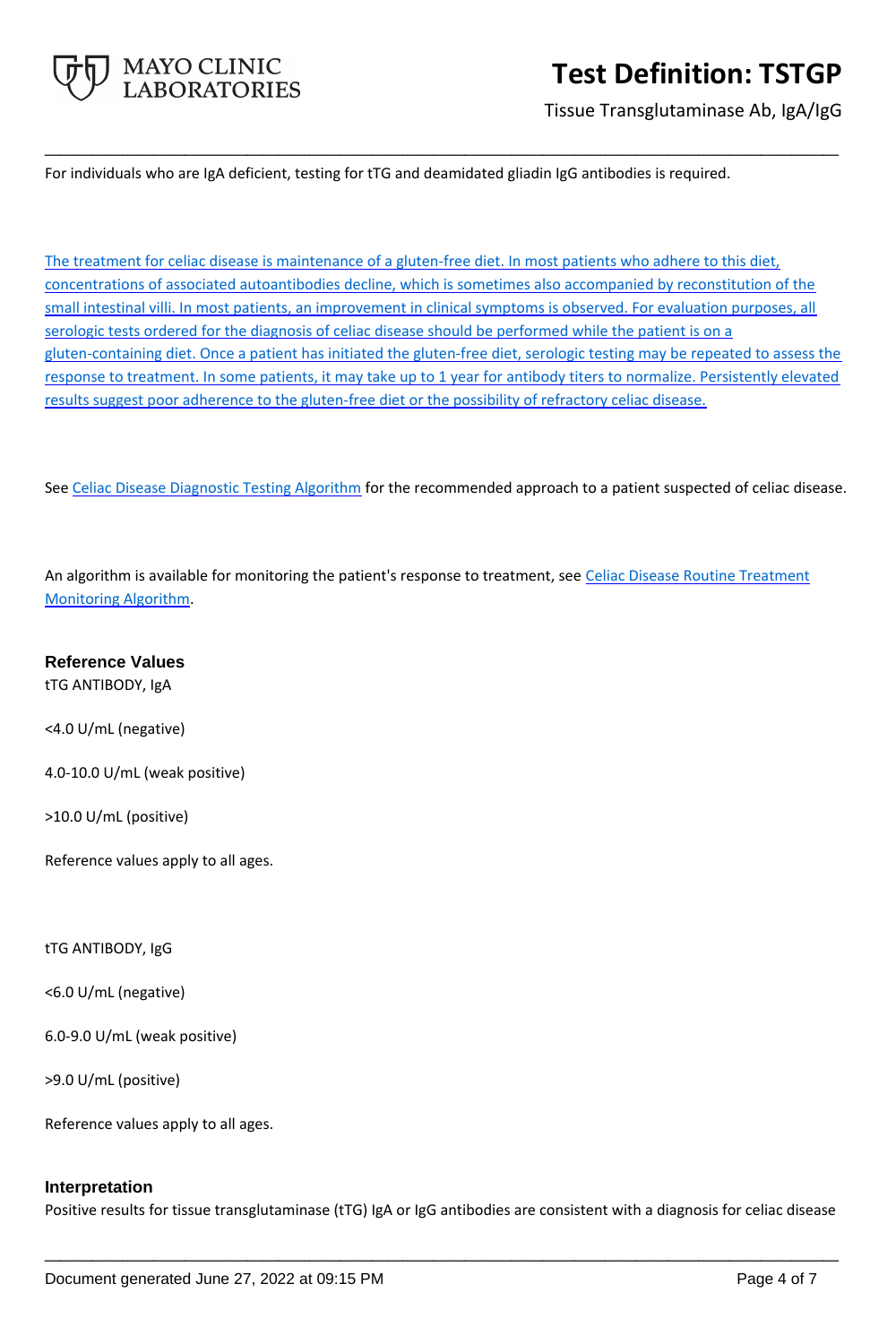For individuals who are IgA deficient, testing for tTG and deamidated gliadin IgG antibodies is required.

The treatment for celiac disease is maintenance of a gluten-free diet. In most patients who adhere to this diet, concentrations of associated autoantibodies decline, which is sometimes also accompanied by reconstitution of the small intestinal villi. In most patients, an improvement in clinical symptoms is observed. For evaluation purposes, all serologic tests ordered for the diagnosis of celiac disease should be performed while the patient is on a gluten-containing diet. Once a patient has initiated the gluten-free diet, serologic testing may be repeated to assess the response to treatment. In some patients, it may take up to 1 year for antibody titers to normalize. Persistently elevated results suggest poor adherence to the gluten-free diet or the possibility of refractory celiac disease.

See Celiac Disease Diagnostic Testing Algorithm for the recommended approach to a patient suspected of celiac disease.

An algorithm is available for monitoring the patient's response to treatment, see Celiac Disease Routine Treatment Monitoring Algorithm.

## Reference Values

tTG ANTIBODY, IgA

<4.0 U/mL (negative)

4.0-10.0 U/mL (weak positive)

>10.0 U/mL (positive)

Reference values apply to all ages.

tTG ANTIBODY, IgG

<6.0 U/mL (negative)

6.0-9.0 U/mL (weak positive)

>9.0 U/mL (positive)

Reference values apply to all ages.

## Interpretation

Positive results for tissue transglutaminase (tTG) IgA or IgG antibodies are consistent with a diagnosis for celiac disease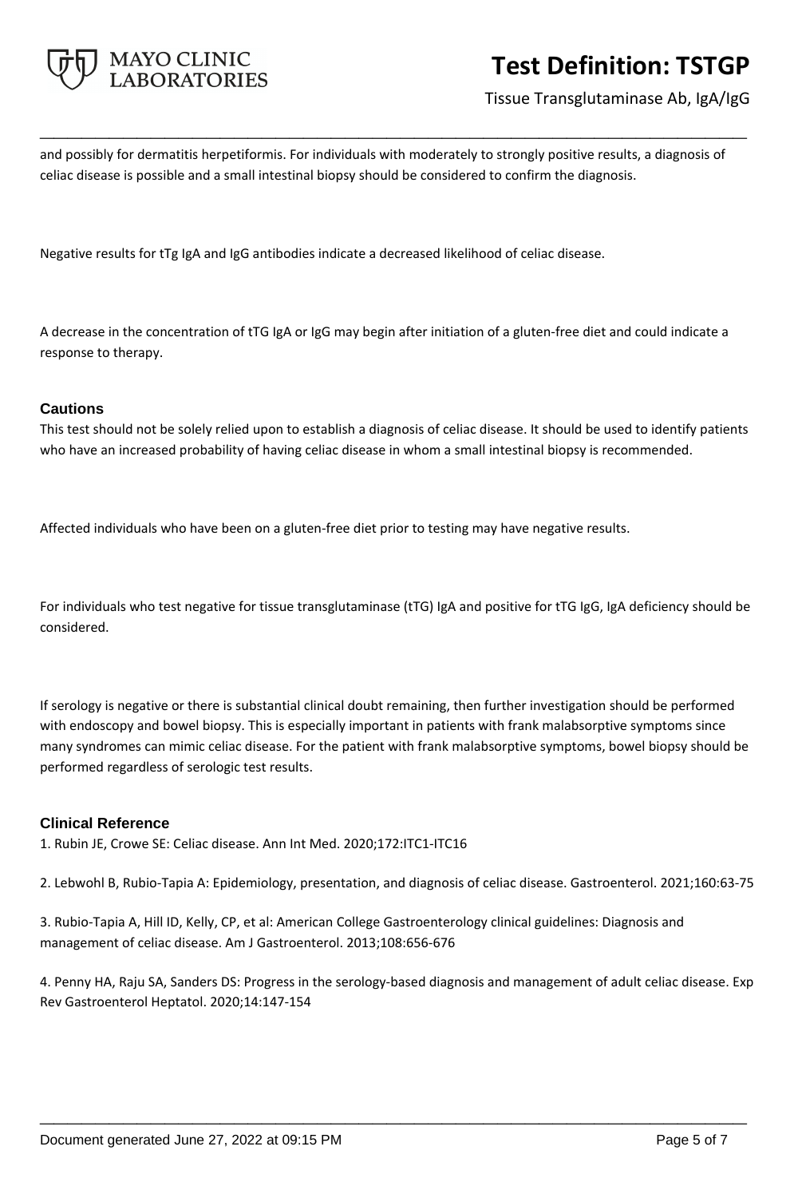and possibly for dermatitis herpetiformis. For individuals with moderately to strongly positive results, a diagnosis of celiac disease is possible and a small intestinal biopsy should be considered to confirm the diagnosis.

Negative results for tTg IgA and IgG antibodies indicate a decreased likelihood of celiac disease.

A decrease in the concentration of tTG IgA or IgG may begin after initiation of a gluten-free diet and could indicate a response to therapy.

### Cautions

This test should not be solely relied upon to establish a diagnosis of celiac disease. It should be used to identify patients who have an increased probability of having celiac disease in whom a small intestinal biopsy is recommended.

Affected individuals who have been on a gluten-free diet prior to testing may have negative results.

For individuals who test negative for tissue transglutaminase (tTG) IgA and positive for tTG IgG, IgA deficiency should be considered.

If serology is negative or there is substantial clinical doubt remaining, then further investigation should be performed with endoscopy and bowel biopsy. This is especially important in patients with frank malabsorptive symptoms since many syndromes can mimic celiac disease. For the patient with frank malabsorptive symptoms, bowel biopsy should be performed regardless of serologic test results.

### Clinical Reference

1. Rubin JE, Crowe SE: Celiac disease. Ann Int Med. 2020;172:ITC1-ITC16

2. Lebwohl B, Rubio-Tapia A: Epidemiology, presentation, and diagnosis of celiac disease. Gastroenterol. 2021;160:63-75

3. Rubio-Tapia A, Hill ID, Kelly, CP, et al: American College Gastroenterology clinical guidelines: Diagnosis and management of celiac disease. Am J Gastroenterol. 2013;108:656-676

4. Penny HA, Raju SA, Sanders DS: Progress in the serology-based diagnosis and management of adult celiac disease. Exp Rev Gastroenterol Heptatol. 2020;14:147-154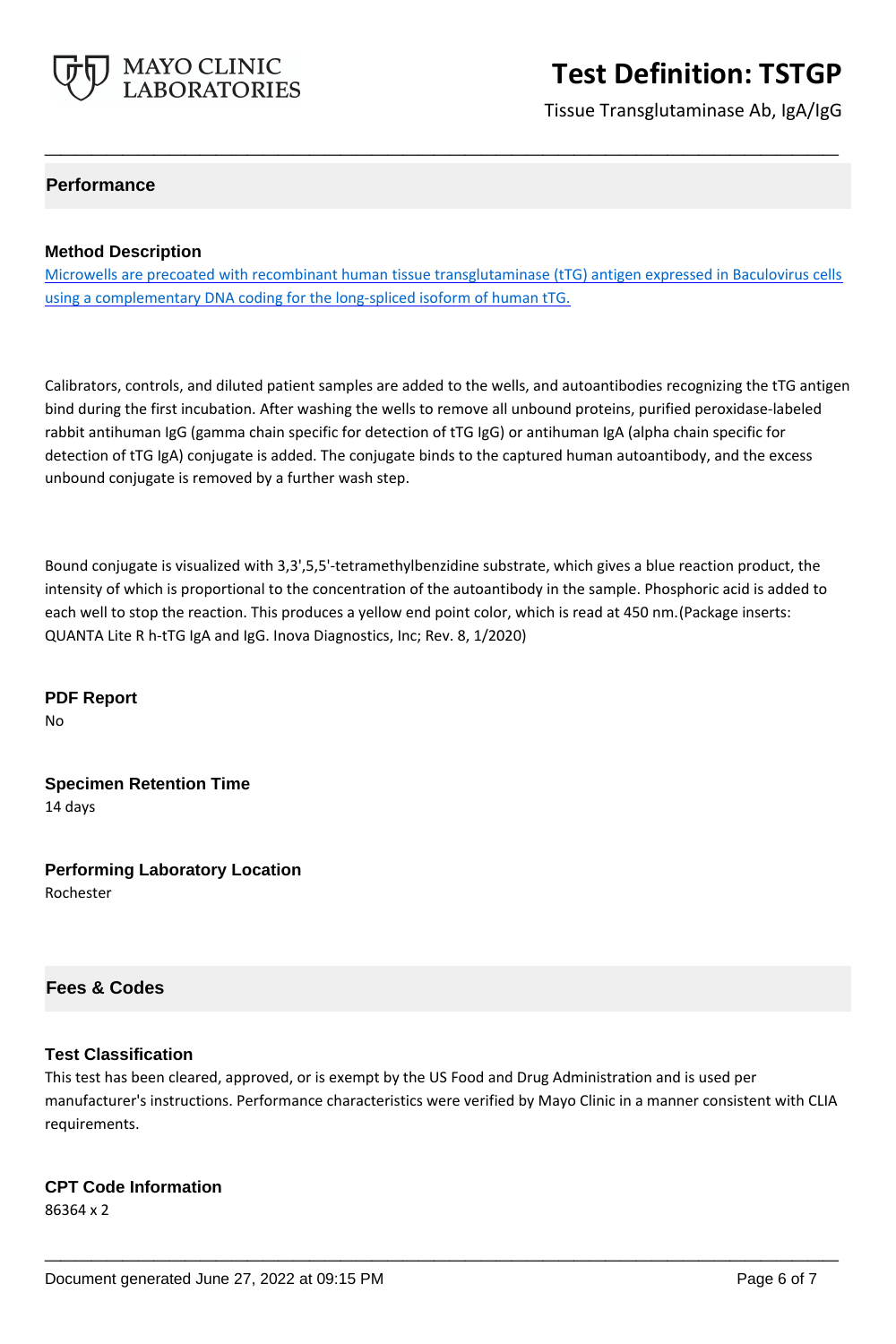## Performance

### Method Description

Microwells are precoated with recombinant human tissue transglutaminase (tTG) antigen expressed in Baculovirus cells using a complementary DNA coding for the long-spliced isoform of human tTG.

Calibrators, controls, and diluted patient samples are added to the wells, and autoantibodies recognizing the tTG antigen bind during the first incubation. After washing the wells to remove all unbound proteins, purified peroxidase-labeled rabbit antihuman IgG (gamma chain specific for detection of tTG IgG) or antihuman IgA (alpha chain specific for detection of tTG IgA) conjugate is added. The conjugate binds to the captured human autoantibody, and the excess unbound conjugate is removed by a further wash step.

Bound conjugate is visualized with 3,3',5,5'-tetramethylbenzidine substrate, which gives a blue reaction product, the intensity of which is proportional to the concentration of the autoantibody in the sample. Phosphoric acid is added to each well to stop the reaction. This produces a yellow end point color, which is read at 450 nm.(Package inserts: QUANTA Lite R h-tTG IgA and IgG. Inova Diagnostics, Inc; Rev. 8, 1/2020)

### PDF Report

No

### Specimen Retention Time

14 days

### Performing Laboratory Location

Rochester

## Fees & Codes

### Test Classification

This test has been cleared, approved, or is exempt by the US Food and Drug Administration and is used per manufacturer's instructions. Performance characteristics were verified by Mayo Clinic in a manner consistent with CLIA requirements.

### CPT Code Information

86364 x 2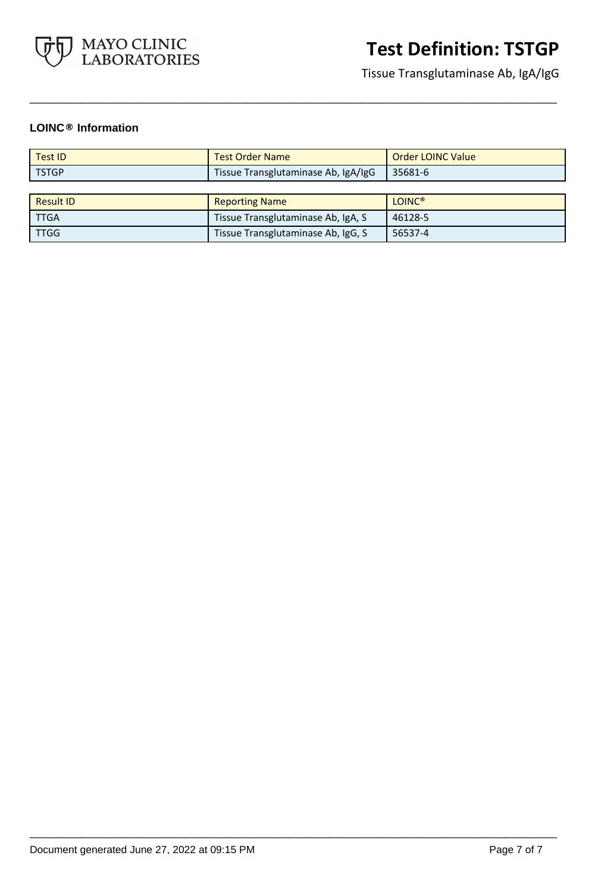**LOINC® Information**

| Test ID | Test Order Name | Order LOINC Value |
|---|---|---|
| TSTGP | Tissue Transglutaminase Ab, IgA/IgG | 35681-6 |

| Result ID | Reporting Name | LOINC® |
|---|---|---|
| TTGA | Tissue Transglutaminase Ab, IgA, S | 46128-5 |
| TTGG | Tissue Transglutaminase Ab, IgG, S | 56537-4 |